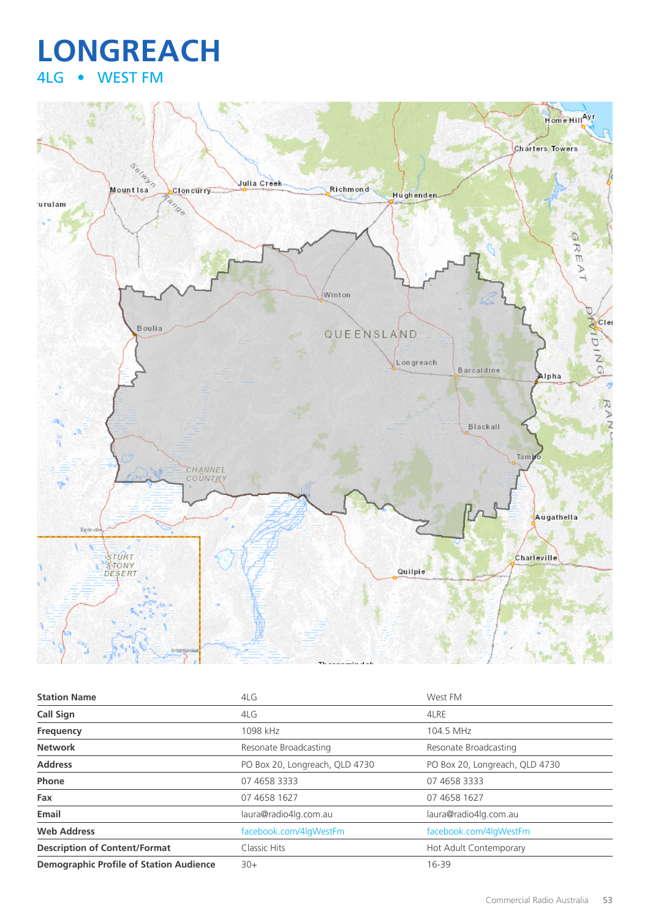# LONGREACH

## 4LG • WEST FM

| Station Name | 4LG | West FM |
|---|---|---|
| Call Sign | 4LG | 4LRE |
| Frequency | 1098 kHz | 104.5 MHz |
| Network | Resonate Broadcasting | Resonate Broadcasting |
| Address | PO Box 20, Longreach, QLD 4730 | PO Box 20, Longreach, QLD 4730 |
| Phone | 07 4658 3333 | 07 4658 3333 |
| Fax | 07 4658 1627 | 07 4658 1627 |
| Email | laura@radio4lg.com.au | laura@radio4lg.com.au |
| Web Address | facebook.com/4lgWestFm | facebook.com/4lgWestFm |
| Description of Content/Format | Classic Hits | Hot Adult Contemporary |
| Demographic Profile of Station Audience | 30+ | 16-39 |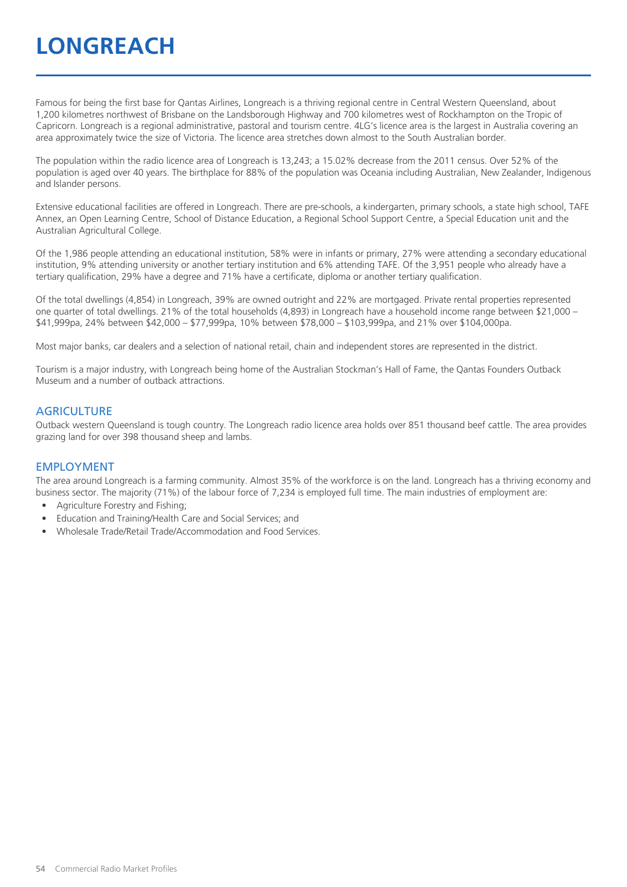# LONGREACH

Famous for being the first base for Qantas Airlines, Longreach is a thriving regional centre in Central Western Queensland, about 1,200 kilometres northwest of Brisbane on the Landsborough Highway and 700 kilometres west of Rockhampton on the Tropic of Capricorn. Longreach is a regional administrative, pastoral and tourism centre. 4LG's licence area is the largest in Australia covering an area approximately twice the size of Victoria. The licence area stretches down almost to the South Australian border.

The population within the radio licence area of Longreach is 13,243; a 15.02% decrease from the 2011 census. Over 52% of the population is aged over 40 years. The birthplace for 88% of the population was Oceania including Australian, New Zealander, Indigenous and Islander persons.

Extensive educational facilities are offered in Longreach. There are pre-schools, a kindergarten, primary schools, a state high school, TAFE Annex, an Open Learning Centre, School of Distance Education, a Regional School Support Centre, a Special Education unit and the Australian Agricultural College.

Of the 1,986 people attending an educational institution, 58% were in infants or primary, 27% were attending a secondary educational institution, 9% attending university or another tertiary institution and 6% attending TAFE. Of the 3,951 people who already have a tertiary qualification, 29% have a degree and 71% have a certificate, diploma or another tertiary qualification.

Of the total dwellings (4,854) in Longreach, 39% are owned outright and 22% are mortgaged. Private rental properties represented one quarter of total dwellings. 21% of the total households (4,893) in Longreach have a household income range between $21,000 – $41,999pa, 24% between $42,000 – $77,999pa, 10% between $78,000 – $103,999pa, and 21% over $104,000pa.

Most major banks, car dealers and a selection of national retail, chain and independent stores are represented in the district.

Tourism is a major industry, with Longreach being home of the Australian Stockman's Hall of Fame, the Qantas Founders Outback Museum and a number of outback attractions.

## AGRICULTURE

Outback western Queensland is tough country. The Longreach radio licence area holds over 851 thousand beef cattle. The area provides grazing land for over 398 thousand sheep and lambs.

## EMPLOYMENT

The area around Longreach is a farming community. Almost 35% of the workforce is on the land. Longreach has a thriving economy and business sector. The majority (71%) of the labour force of 7,234 is employed full time. The main industries of employment are:

- Agriculture Forestry and Fishing;
- Education and Training/Health Care and Social Services; and
- Wholesale Trade/Retail Trade/Accommodation and Food Services.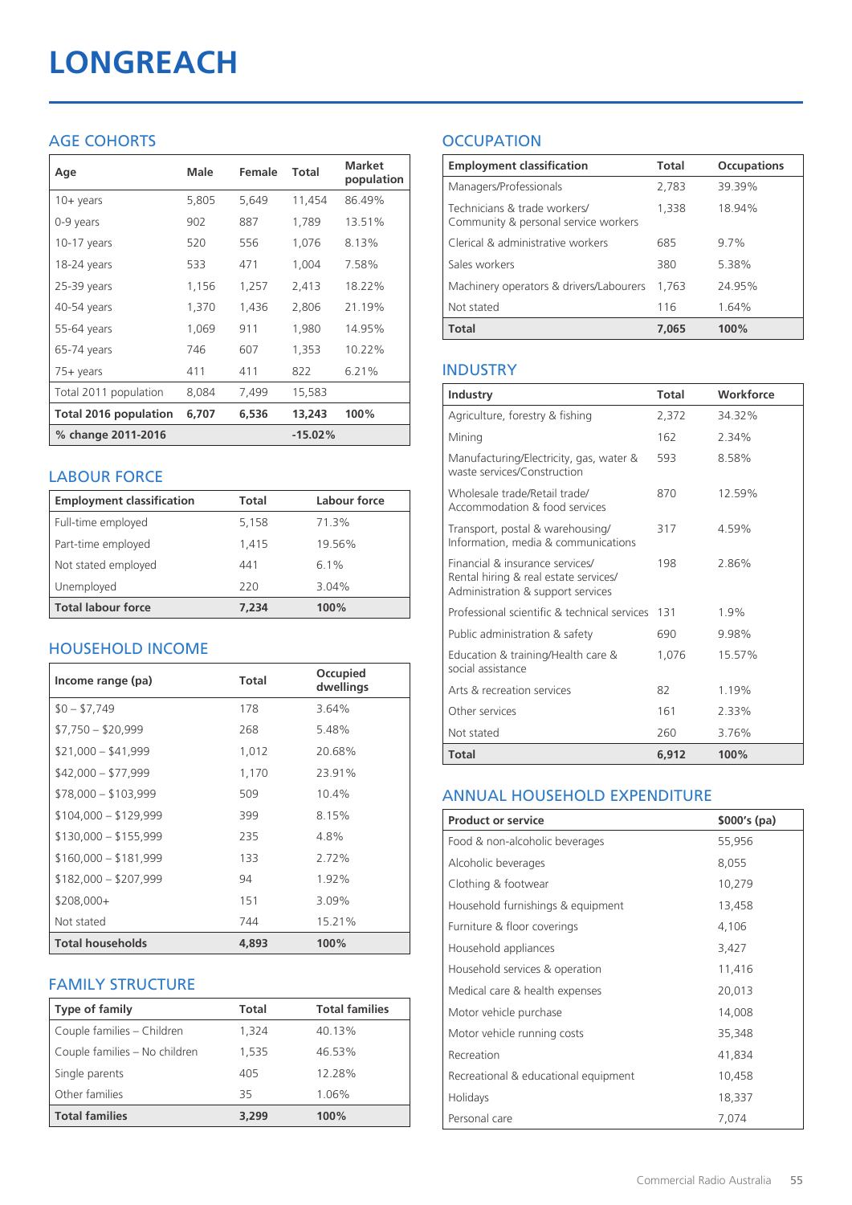# LONGREACH

## AGE COHORTS

| Age | Male | Female | Total | Market population |
|---|---|---|---|---|
| 10+ years | 5,805 | 5,649 | 11,454 | 86.49% |
| 0-9 years | 902 | 887 | 1,789 | 13.51% |
| 10-17 years | 520 | 556 | 1,076 | 8.13% |
| 18-24 years | 533 | 471 | 1,004 | 7.58% |
| 25-39 years | 1,156 | 1,257 | 2,413 | 18.22% |
| 40-54 years | 1,370 | 1,436 | 2,806 | 21.19% |
| 55-64 years | 1,069 | 911 | 1,980 | 14.95% |
| 65-74 years | 746 | 607 | 1,353 | 10.22% |
| 75+ years | 411 | 411 | 822 | 6.21% |
| Total 2011 population | 8,084 | 7,499 | 15,583 | |
| **Total 2016 population** | **6,707** | **6,536** | **13,243** | **100%** |
| **% change 2011-2016** | | | **-15.02%** | |

## LABOUR FORCE

| Employment classification | Total | Labour force |
|---|---|---|
| Full-time employed | 5,158 | 71.3% |
| Part-time employed | 1,415 | 19.56% |
| Not stated employed | 441 | 6.1% |
| Unemployed | 220 | 3.04% |
| **Total labour force** | **7,234** | **100%** |

## HOUSEHOLD INCOME

| Income range (pa) | Total | Occupied dwellings |
|---|---|---|
| $0 – $7,749 | 178 | 3.64% |
| $7,750 – $20,999 | 268 | 5.48% |
| $21,000 – $41,999 | 1,012 | 20.68% |
| $42,000 – $77,999 | 1,170 | 23.91% |
| $78,000 – $103,999 | 509 | 10.4% |
| $104,000 – $129,999 | 399 | 8.15% |
| $130,000 – $155,999 | 235 | 4.8% |
| $160,000 – $181,999 | 133 | 2.72% |
| $182,000 – $207,999 | 94 | 1.92% |
| $208,000+ | 151 | 3.09% |
| Not stated | 744 | 15.21% |
| **Total households** | **4,893** | **100%** |

## FAMILY STRUCTURE

| Type of family | Total | Total families |
|---|---|---|
| Couple families – Children | 1,324 | 40.13% |
| Couple families – No children | 1,535 | 46.53% |
| Single parents | 405 | 12.28% |
| Other families | 35 | 1.06% |
| **Total families** | **3,299** | **100%** |

## OCCUPATION

| Employment classification | Total | Occupations |
|---|---|---|
| Managers/Professionals | 2,783 | 39.39% |
| Technicians & trade workers/ Community & personal service workers | 1,338 | 18.94% |
| Clerical & administrative workers | 685 | 9.7% |
| Sales workers | 380 | 5.38% |
| Machinery operators & drivers/Labourers | 1,763 | 24.95% |
| Not stated | 116 | 1.64% |
| **Total** | **7,065** | **100%** |

## INDUSTRY

| Industry | Total | Workforce |
|---|---|---|
| Agriculture, forestry & fishing | 2,372 | 34.32% |
| Mining | 162 | 2.34% |
| Manufacturing/Electricity, gas, water & waste services/Construction | 593 | 8.58% |
| Wholesale trade/Retail trade/ Accommodation & food services | 870 | 12.59% |
| Transport, postal & warehousing/ Information, media & communications | 317 | 4.59% |
| Financial & insurance services/ Rental hiring & real estate services/ Administration & support services | 198 | 2.86% |
| Professional scientific & technical services | 131 | 1.9% |
| Public administration & safety | 690 | 9.98% |
| Education & training/Health care & social assistance | 1,076 | 15.57% |
| Arts & recreation services | 82 | 1.19% |
| Other services | 161 | 2.33% |
| Not stated | 260 | 3.76% |
| **Total** | **6,912** | **100%** |

## ANNUAL HOUSEHOLD EXPENDITURE

| Product or service | $000's (pa) |
|---|---|
| Food & non-alcoholic beverages | 55,956 |
| Alcoholic beverages | 8,055 |
| Clothing & footwear | 10,279 |
| Household furnishings & equipment | 13,458 |
| Furniture & floor coverings | 4,106 |
| Household appliances | 3,427 |
| Household services & operation | 11,416 |
| Medical care & health expenses | 20,013 |
| Motor vehicle purchase | 14,008 |
| Motor vehicle running costs | 35,348 |
| Recreation | 41,834 |
| Recreational & educational equipment | 10,458 |
| Holidays | 18,337 |
| Personal care | 7,074 |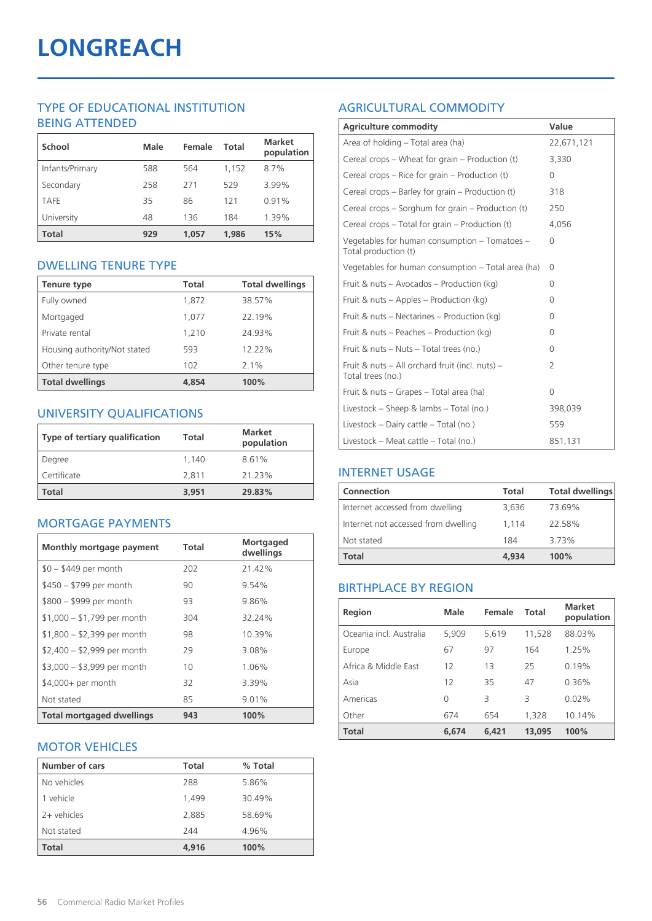# LONGREACH

## TYPE OF EDUCATIONAL INSTITUTION BEING ATTENDED

| School | Male | Female | Total | Market population |
|---|---|---|---|---|
| Infants/Primary | 588 | 564 | 1,152 | 8.7% |
| Secondary | 258 | 271 | 529 | 3.99% |
| TAFE | 35 | 86 | 121 | 0.91% |
| University | 48 | 136 | 184 | 1.39% |
| **Total** | **929** | **1,057** | **1,986** | **15%** |

## DWELLING TENURE TYPE

| Tenure type | Total | Total dwellings |
|---|---|---|
| Fully owned | 1,872 | 38.57% |
| Mortgaged | 1,077 | 22.19% |
| Private rental | 1,210 | 24.93% |
| Housing authority/Not stated | 593 | 12.22% |
| Other tenure type | 102 | 2.1% |
| **Total dwellings** | **4,854** | **100%** |

## UNIVERSITY QUALIFICATIONS

| Type of tertiary qualification | Total | Market population |
|---|---|---|
| Degree | 1,140 | 8.61% |
| Certificate | 2,811 | 21.23% |
| **Total** | **3,951** | **29.83%** |

## MORTGAGE PAYMENTS

| Monthly mortgage payment | Total | Mortgaged dwellings |
|---|---|---|
| $0 – $449 per month | 202 | 21.42% |
| $450 – $799 per month | 90 | 9.54% |
| $800 – $999 per month | 93 | 9.86% |
| $1,000 – $1,799 per month | 304 | 32.24% |
| $1,800 – $2,399 per month | 98 | 10.39% |
| $2,400 – $2,999 per month | 29 | 3.08% |
| $3,000 – $3,999 per month | 10 | 1.06% |
| $4,000+ per month | 32 | 3.39% |
| Not stated | 85 | 9.01% |
| **Total mortgaged dwellings** | **943** | **100%** |

## MOTOR VEHICLES

| Number of cars | Total | % Total |
|---|---|---|
| No vehicles | 288 | 5.86% |
| 1 vehicle | 1,499 | 30.49% |
| 2+ vehicles | 2,885 | 58.69% |
| Not stated | 244 | 4.96% |
| **Total** | **4,916** | **100%** |

## AGRICULTURAL COMMODITY

| Agriculture commodity | Value |
|---|---|
| Area of holding – Total area (ha) | 22,671,121 |
| Cereal crops – Wheat for grain – Production (t) | 3,330 |
| Cereal crops – Rice for grain – Production (t) | 0 |
| Cereal crops – Barley for grain – Production (t) | 318 |
| Cereal crops – Sorghum for grain – Production (t) | 250 |
| Cereal crops – Total for grain – Production (t) | 4,056 |
| Vegetables for human consumption – Tomatoes – Total production (t) | 0 |
| Vegetables for human consumption – Total area (ha) | 0 |
| Fruit & nuts – Avocados – Production (kg) | 0 |
| Fruit & nuts – Apples – Production (kg) | 0 |
| Fruit & nuts – Nectarines – Production (kg) | 0 |
| Fruit & nuts – Peaches – Production (kg) | 0 |
| Fruit & nuts – Nuts – Total trees (no.) | 0 |
| Fruit & nuts – All orchard fruit (incl. nuts) – Total trees (no.) | 2 |
| Fruit & nuts – Grapes – Total area (ha) | 0 |
| Livestock – Sheep & lambs – Total (no.) | 398,039 |
| Livestock – Dairy cattle – Total (no.) | 559 |
| Livestock – Meat cattle – Total (no.) | 851,131 |

## INTERNET USAGE

| Connection | Total | Total dwellings |
|---|---|---|
| Internet accessed from dwelling | 3,636 | 73.69% |
| Internet not accessed from dwelling | 1,114 | 22.58% |
| Not stated | 184 | 3.73% |
| **Total** | **4,934** | **100%** |

## BIRTHPLACE BY REGION

| Region | Male | Female | Total | Market population |
|---|---|---|---|---|
| Oceania incl. Australia | 5,909 | 5,619 | 11,528 | 88.03% |
| Europe | 67 | 97 | 164 | 1.25% |
| Africa & Middle East | 12 | 13 | 25 | 0.19% |
| Asia | 12 | 35 | 47 | 0.36% |
| Americas | 0 | 3 | 3 | 0.02% |
| Other | 674 | 654 | 1,328 | 10.14% |
| **Total** | **6,674** | **6,421** | **13,095** | **100%** |